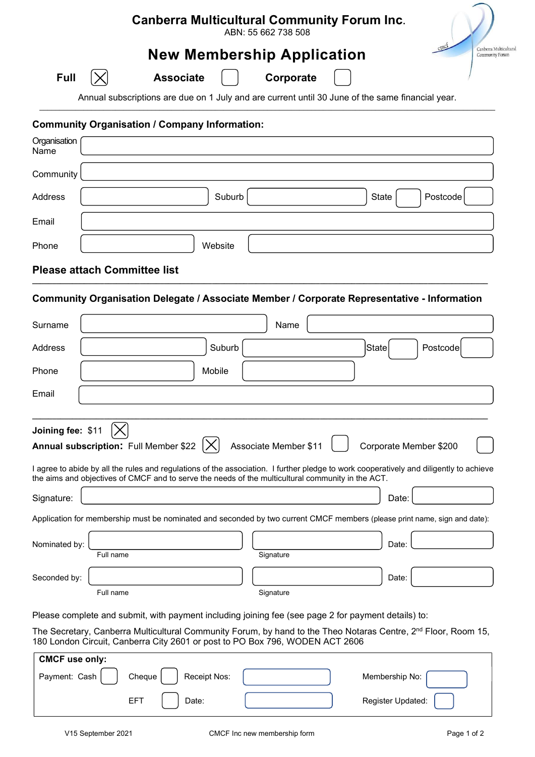# Canberra Multicultural Community Forum Inc.

ABN: 55 662 738 508

## New Membership Application

**Full** ☒ **Associate** ☐ **Corporate** ☐

Annual subscriptions are due on 1 July and are current until 30 June of the same financial year.

---

### Community Organisation / Company Information:

Organisation Name: 

Community: 

Address: Suburb: State: Postcode: 

Email: 

Phone: Website: 

**Please attach Committee list**

---

### Community Organisation Delegate / Associate Member / Corporate Representative - Information

Surname: Name: 

Address: Suburb: State: Postcode: 

Phone: Mobile: 

Email: 

---

**Joining fee:** $11 ☒

**Annual subscription:** Full Member $22 ☒ Associate Member $11 ☐ Corporate Member $200 ☐

I agree to abide by all the rules and regulations of the association. I further pledge to work cooperatively and diligently to achieve the aims and objectives of CMCF and to serve the needs of the multicultural community in the ACT.

Signature: Date: 

Application for membership must be nominated and seconded by two current CMCF members (please print name, sign and date):

Nominated by: Full name Signature Date: 

Seconded by: Full name Signature Date: 

Please complete and submit, with payment including joining fee (see page 2 for payment details) to:

The Secretary, Canberra Multicultural Community Forum, by hand to the Theo Notaras Centre, 2nd Floor, Room 15, 180 London Circuit, Canberra City 2601 or post to PO Box 796, WODEN ACT 2606

**CMCF use only:**

Payment: Cash ☐ Cheque ☐ EFT ☐ Receipt Nos: Date: 

Membership No: Register Updated: 

V15 September 2021 CMCF Inc new membership form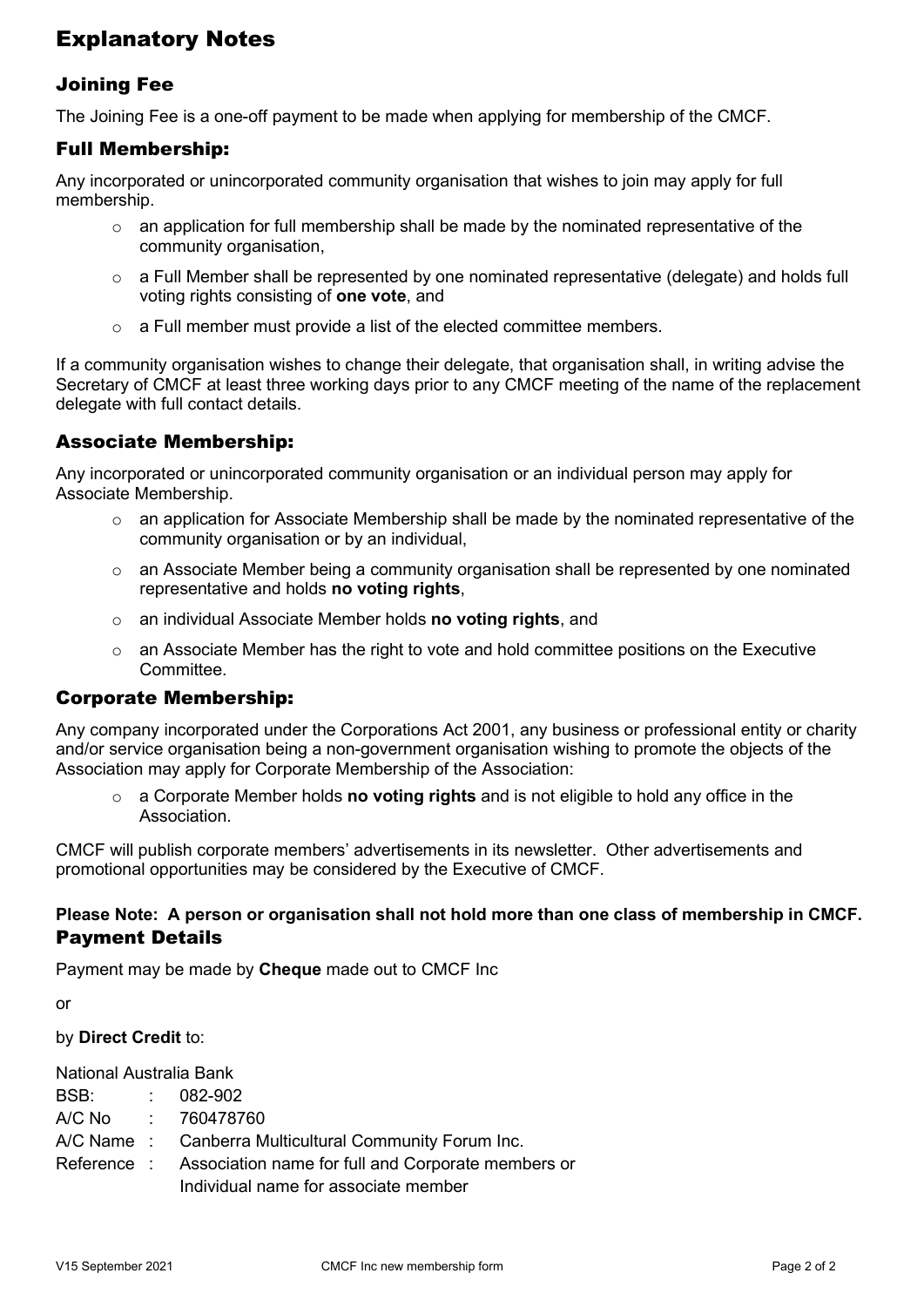# Explanatory Notes

## Joining Fee

The Joining Fee is a one-off payment to be made when applying for membership of the CMCF.

## Full Membership:

Any incorporated or unincorporated community organisation that wishes to join may apply for full membership.

- an application for full membership shall be made by the nominated representative of the community organisation,
- a Full Member shall be represented by one nominated representative (delegate) and holds full voting rights consisting of **one vote**, and
- a Full member must provide a list of the elected committee members.

If a community organisation wishes to change their delegate, that organisation shall, in writing advise the Secretary of CMCF at least three working days prior to any CMCF meeting of the name of the replacement delegate with full contact details.

## Associate Membership:

Any incorporated or unincorporated community organisation or an individual person may apply for Associate Membership.

- an application for Associate Membership shall be made by the nominated representative of the community organisation or by an individual,
- an Associate Member being a community organisation shall be represented by one nominated representative and holds **no voting rights**,
- an individual Associate Member holds **no voting rights**, and
- an Associate Member has the right to vote and hold committee positions on the Executive Committee.

## Corporate Membership:

Any company incorporated under the Corporations Act 2001, any business or professional entity or charity and/or service organisation being a non-government organisation wishing to promote the objects of the Association may apply for Corporate Membership of the Association:

- a Corporate Member holds **no voting rights** and is not eligible to hold any office in the Association.

CMCF will publish corporate members' advertisements in its newsletter. Other advertisements and promotional opportunities may be considered by the Executive of CMCF.

**Please Note: A person or organisation shall not hold more than one class of membership in CMCF.**

## Payment Details

Payment may be made by **Cheque** made out to CMCF Inc

or

by **Direct Credit** to:

National Australia Bank

| | | |
|---|---|---|
| BSB: | : | 082-902 |
| A/C No | : | 760478760 |
| A/C Name | : | Canberra Multicultural Community Forum Inc. |
| Reference | : | Association name for full and Corporate members or Individual name for associate member |

V15 September 2021 CMCF Inc new membership form